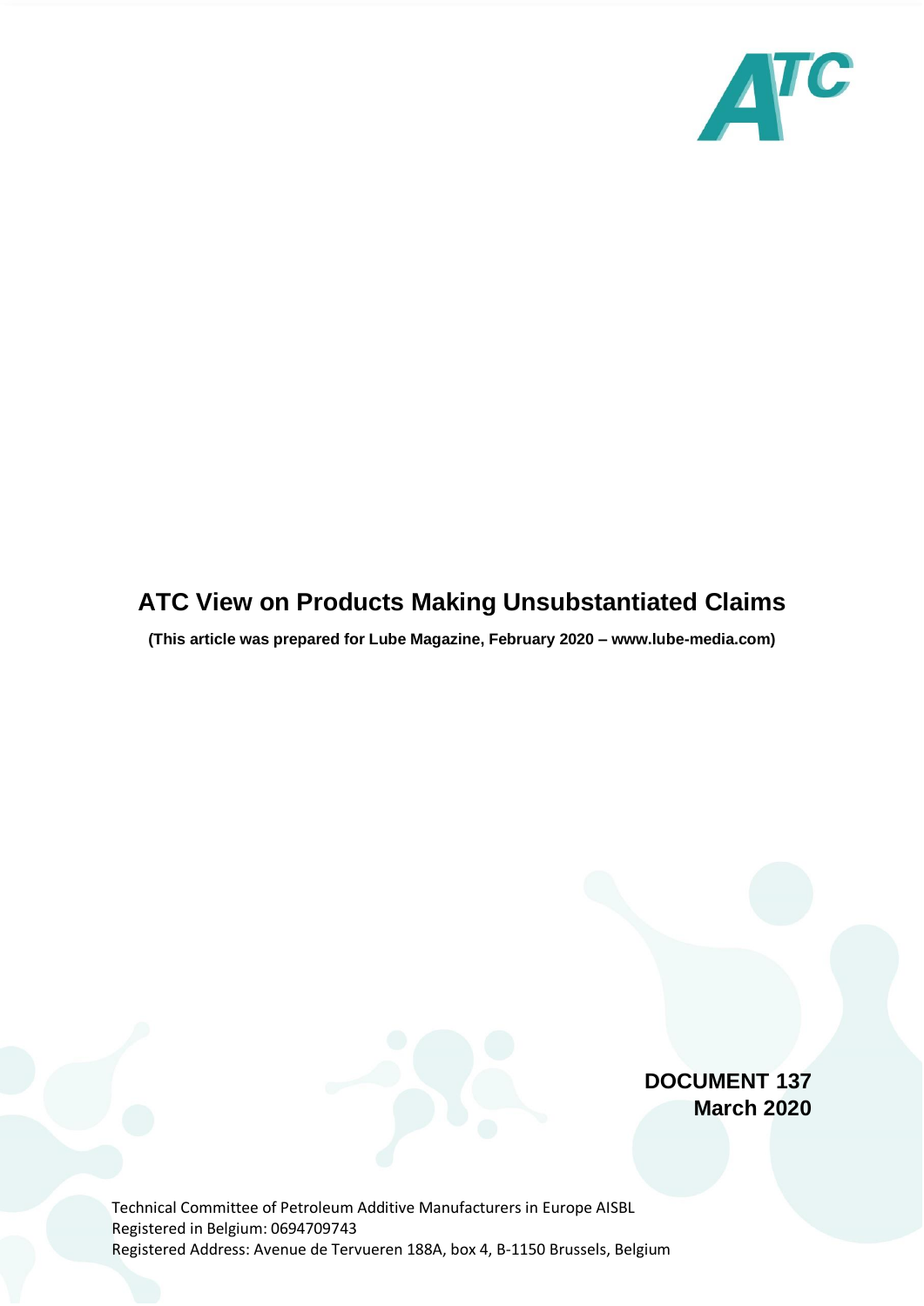# ATC View on Products Making Unsubstantiated Claims

**(This article was prepared for Lube Magazine, February 2020 – www.lube-media.com)**

**DOCUMENT 137**
**March 2020**

Technical Committee of Petroleum Additive Manufacturers in Europe AISBL
Registered in Belgium: 0694709743
Registered Address: Avenue de Tervueren 188A, box 4, B-1150 Brussels, Belgium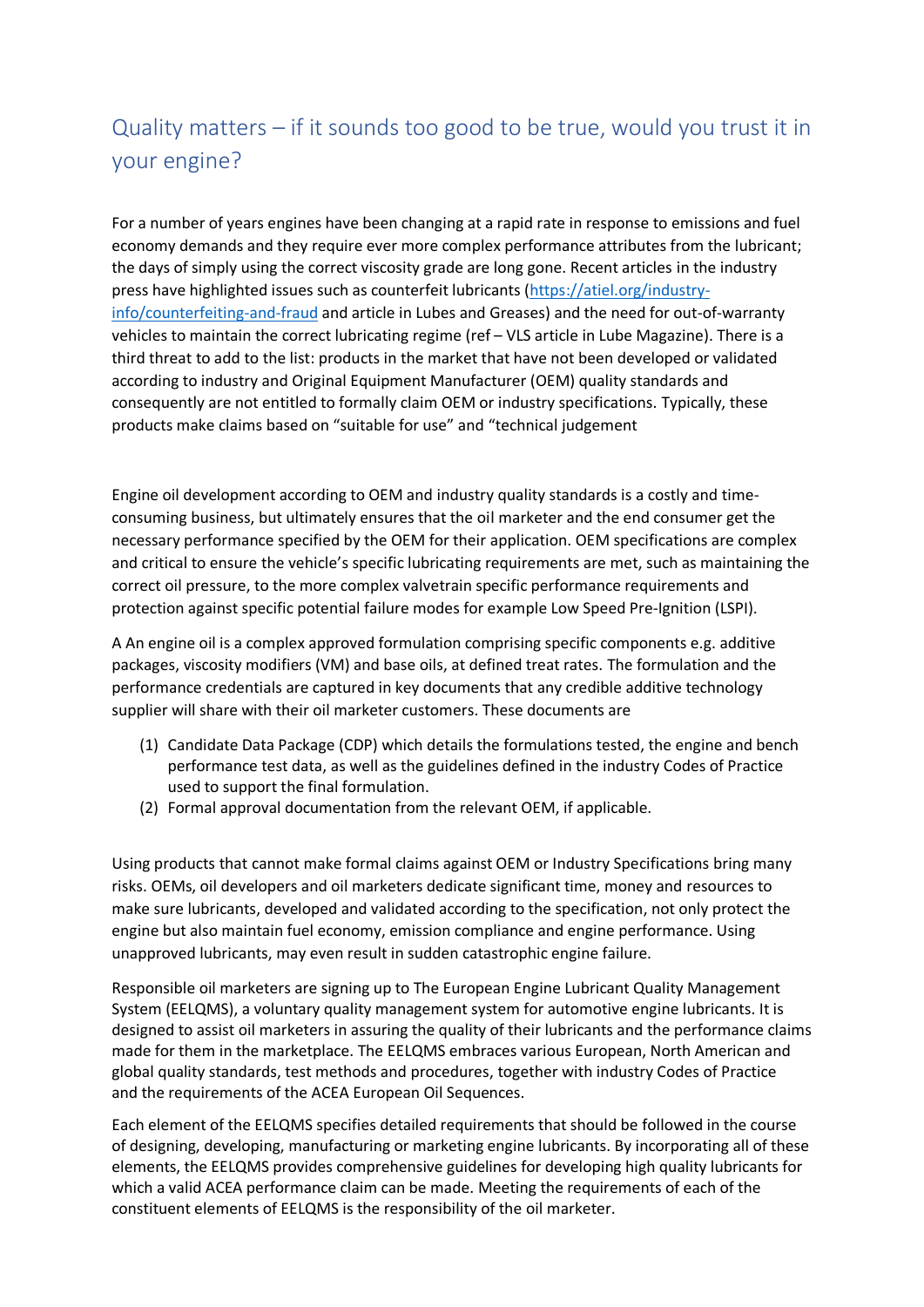# Quality matters – if it sounds too good to be true, would you trust it in your engine?

For a number of years engines have been changing at a rapid rate in response to emissions and fuel economy demands and they require ever more complex performance attributes from the lubricant; the days of simply using the correct viscosity grade are long gone. Recent articles in the industry press have highlighted issues such as counterfeit lubricants (https://atiel.org/industry-info/counterfeiting-and-fraud and article in Lubes and Greases) and the need for out-of-warranty vehicles to maintain the correct lubricating regime (ref – VLS article in Lube Magazine). There is a third threat to add to the list: products in the market that have not been developed or validated according to industry and Original Equipment Manufacturer (OEM) quality standards and consequently are not entitled to formally claim OEM or industry specifications. Typically, these products make claims based on "suitable for use" and "technical judgement

Engine oil development according to OEM and industry quality standards is a costly and time-consuming business, but ultimately ensures that the oil marketer and the end consumer get the necessary performance specified by the OEM for their application. OEM specifications are complex and critical to ensure the vehicle's specific lubricating requirements are met, such as maintaining the correct oil pressure, to the more complex valvetrain specific performance requirements and protection against specific potential failure modes for example Low Speed Pre-Ignition (LSPI).

A An engine oil is a complex approved formulation comprising specific components e.g. additive packages, viscosity modifiers (VM) and base oils, at defined treat rates. The formulation and the performance credentials are captured in key documents that any credible additive technology supplier will share with their oil marketer customers. These documents are

1. Candidate Data Package (CDP) which details the formulations tested, the engine and bench performance test data, as well as the guidelines defined in the industry Codes of Practice used to support the final formulation.
2. Formal approval documentation from the relevant OEM, if applicable.

Using products that cannot make formal claims against OEM or Industry Specifications bring many risks. OEMs, oil developers and oil marketers dedicate significant time, money and resources to make sure lubricants, developed and validated according to the specification, not only protect the engine but also maintain fuel economy, emission compliance and engine performance. Using unapproved lubricants, may even result in sudden catastrophic engine failure.

Responsible oil marketers are signing up to The European Engine Lubricant Quality Management System (EELQMS), a voluntary quality management system for automotive engine lubricants. It is designed to assist oil marketers in assuring the quality of their lubricants and the performance claims made for them in the marketplace. The EELQMS embraces various European, North American and global quality standards, test methods and procedures, together with industry Codes of Practice and the requirements of the ACEA European Oil Sequences.

Each element of the EELQMS specifies detailed requirements that should be followed in the course of designing, developing, manufacturing or marketing engine lubricants. By incorporating all of these elements, the EELQMS provides comprehensive guidelines for developing high quality lubricants for which a valid ACEA performance claim can be made. Meeting the requirements of each of the constituent elements of EELQMS is the responsibility of the oil marketer.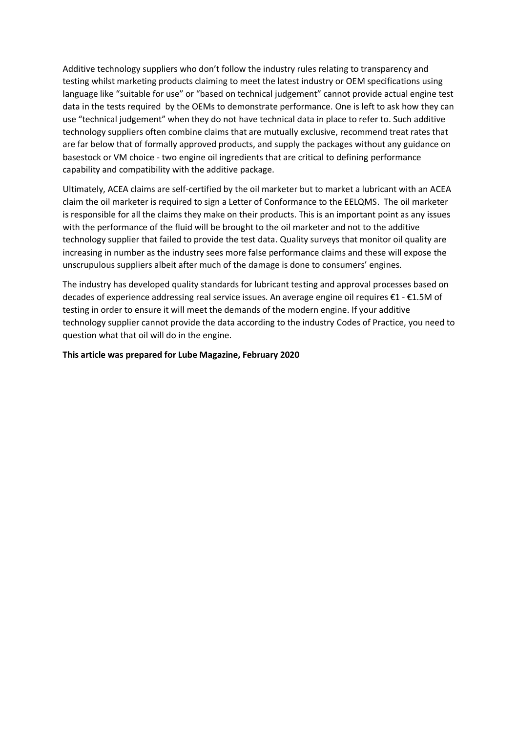Additive technology suppliers who don't follow the industry rules relating to transparency and testing whilst marketing products claiming to meet the latest industry or OEM specifications using language like "suitable for use" or "based on technical judgement" cannot provide actual engine test data in the tests required by the OEMs to demonstrate performance. One is left to ask how they can use "technical judgement" when they do not have technical data in place to refer to. Such additive technology suppliers often combine claims that are mutually exclusive, recommend treat rates that are far below that of formally approved products, and supply the packages without any guidance on basestock or VM choice - two engine oil ingredients that are critical to defining performance capability and compatibility with the additive package.

Ultimately, ACEA claims are self-certified by the oil marketer but to market a lubricant with an ACEA claim the oil marketer is required to sign a Letter of Conformance to the EELQMS. The oil marketer is responsible for all the claims they make on their products. This is an important point as any issues with the performance of the fluid will be brought to the oil marketer and not to the additive technology supplier that failed to provide the test data. Quality surveys that monitor oil quality are increasing in number as the industry sees more false performance claims and these will expose the unscrupulous suppliers albeit after much of the damage is done to consumers' engines.

The industry has developed quality standards for lubricant testing and approval processes based on decades of experience addressing real service issues. An average engine oil requires €1 - €1.5M of testing in order to ensure it will meet the demands of the modern engine. If your additive technology supplier cannot provide the data according to the industry Codes of Practice, you need to question what that oil will do in the engine.

**This article was prepared for Lube Magazine, February 2020**